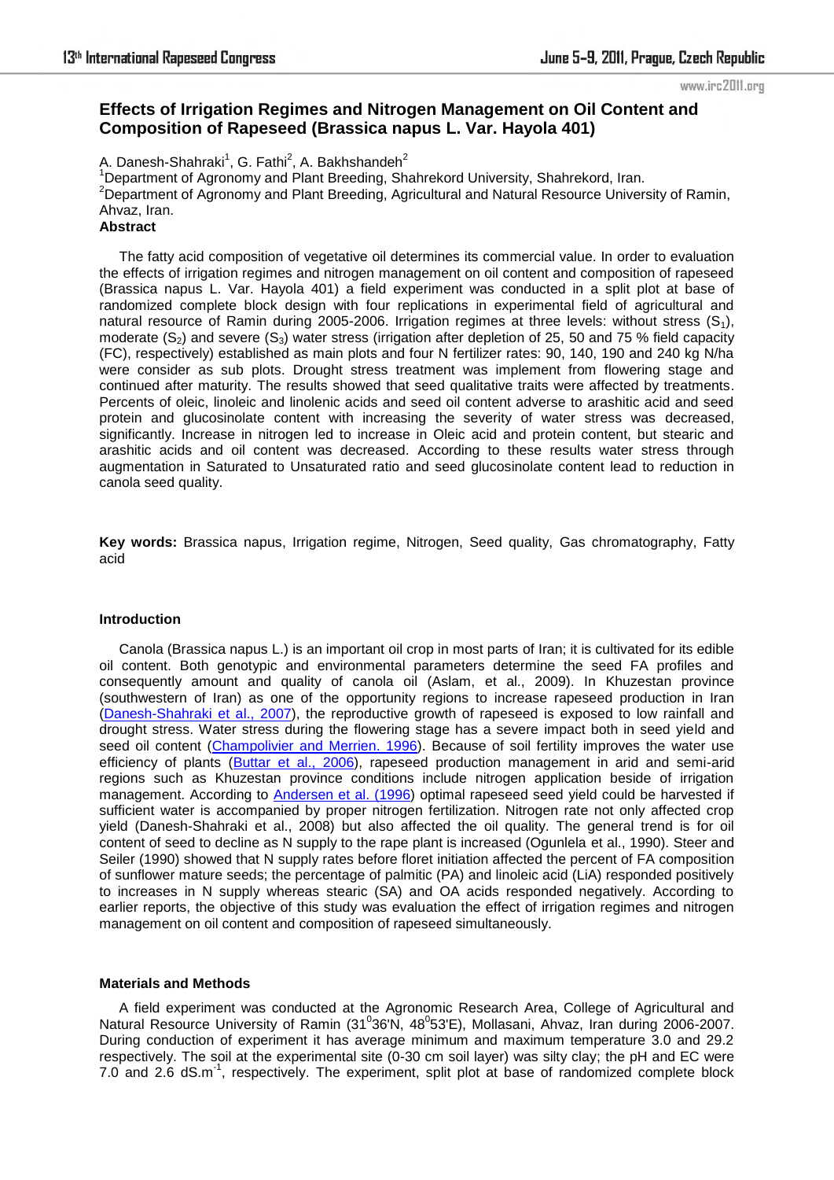# Effects of Irrigation Regimes and Nitrogen Management on Oil Content and Composition of Rapeseed (Brassica napus L. Var. Hayola 401)

A. Danesh-Shahraki[1], G. Fathi[2], A. Bakhshandeh[2]

[1]Department of Agronomy and Plant Breeding, Shahrekord University, Shahrekord, Iran.

[2]Department of Agronomy and Plant Breeding, Agricultural and Natural Resource University of Ramin, Ahvaz, Iran.

**Abstract**

The fatty acid composition of vegetative oil determines its commercial value. In order to evaluation the effects of irrigation regimes and nitrogen management on oil content and composition of rapeseed (Brassica napus L. Var. Hayola 401) a field experiment was conducted in a split plot at base of randomized complete block design with four replications in experimental field of agricultural and natural resource of Ramin during 2005-2006. Irrigation regimes at three levels: without stress ($S_1$), moderate ($S_2$) and severe ($S_3$) water stress (irrigation after depletion of 25, 50 and 75 % field capacity (FC), respectively) established as main plots and four N fertilizer rates: 90, 140, 190 and 240 kg N/ha were consider as sub plots. Drought stress treatment was implement from flowering stage and continued after maturity. The results showed that seed qualitative traits were affected by treatments. Percents of oleic, linoleic and linolenic acids and seed oil content adverse to arashitic acid and seed protein and glucosinolate content with increasing the severity of water stress was decreased, significantly. Increase in nitrogen led to increase in Oleic acid and protein content, but stearic and arashitic acids and oil content was decreased. According to these results water stress through augmentation in Saturated to Unsaturated ratio and seed glucosinolate content lead to reduction in canola seed quality.

**Key words:** Brassica napus, Irrigation regime, Nitrogen, Seed quality, Gas chromatography, Fatty acid

## Introduction

Canola (Brassica napus L.) is an important oil crop in most parts of Iran; it is cultivated for its edible oil content. Both genotypic and environmental parameters determine the seed FA profiles and consequently amount and quality of canola oil (Aslam, et al., 2009). In Khuzestan province (southwestern of Iran) as one of the opportunity regions to increase rapeseed production in Iran (Danesh-Shahraki et al., 2007), the reproductive growth of rapeseed is exposed to low rainfall and drought stress. Water stress during the flowering stage has a severe impact both in seed yield and seed oil content (Champolivier and Merrien. 1996). Because of soil fertility improves the water use efficiency of plants (Buttar et al., 2006), rapeseed production management in arid and semi-arid regions such as Khuzestan province conditions include nitrogen application beside of irrigation management. According to Andersen et al. (1996) optimal rapeseed seed yield could be harvested if sufficient water is accompanied by proper nitrogen fertilization. Nitrogen rate not only affected crop yield (Danesh-Shahraki et al., 2008) but also affected the oil quality. The general trend is for oil content of seed to decline as N supply to the rape plant is increased (Ogunlela et al., 1990). Steer and Seiler (1990) showed that N supply rates before floret initiation affected the percent of FA composition of sunflower mature seeds; the percentage of palmitic (PA) and linoleic acid (LiA) responded positively to increases in N supply whereas stearic (SA) and OA acids responded negatively. According to earlier reports, the objective of this study was evaluation the effect of irrigation regimes and nitrogen management on oil content and composition of rapeseed simultaneously.

## Materials and Methods

A field experiment was conducted at the Agronomic Research Area, College of Agricultural and Natural Resource University of Ramin (31$^{0}$36'N, 48$^{0}$53'E), Mollasani, Ahvaz, Iran during 2006-2007. During conduction of experiment it has average minimum and maximum temperature 3.0 and 29.2 respectively. The soil at the experimental site (0-30 cm soil layer) was silty clay; the pH and EC were 7.0 and 2.6 $dS.m^{-1}$, respectively. The experiment, split plot at base of randomized complete block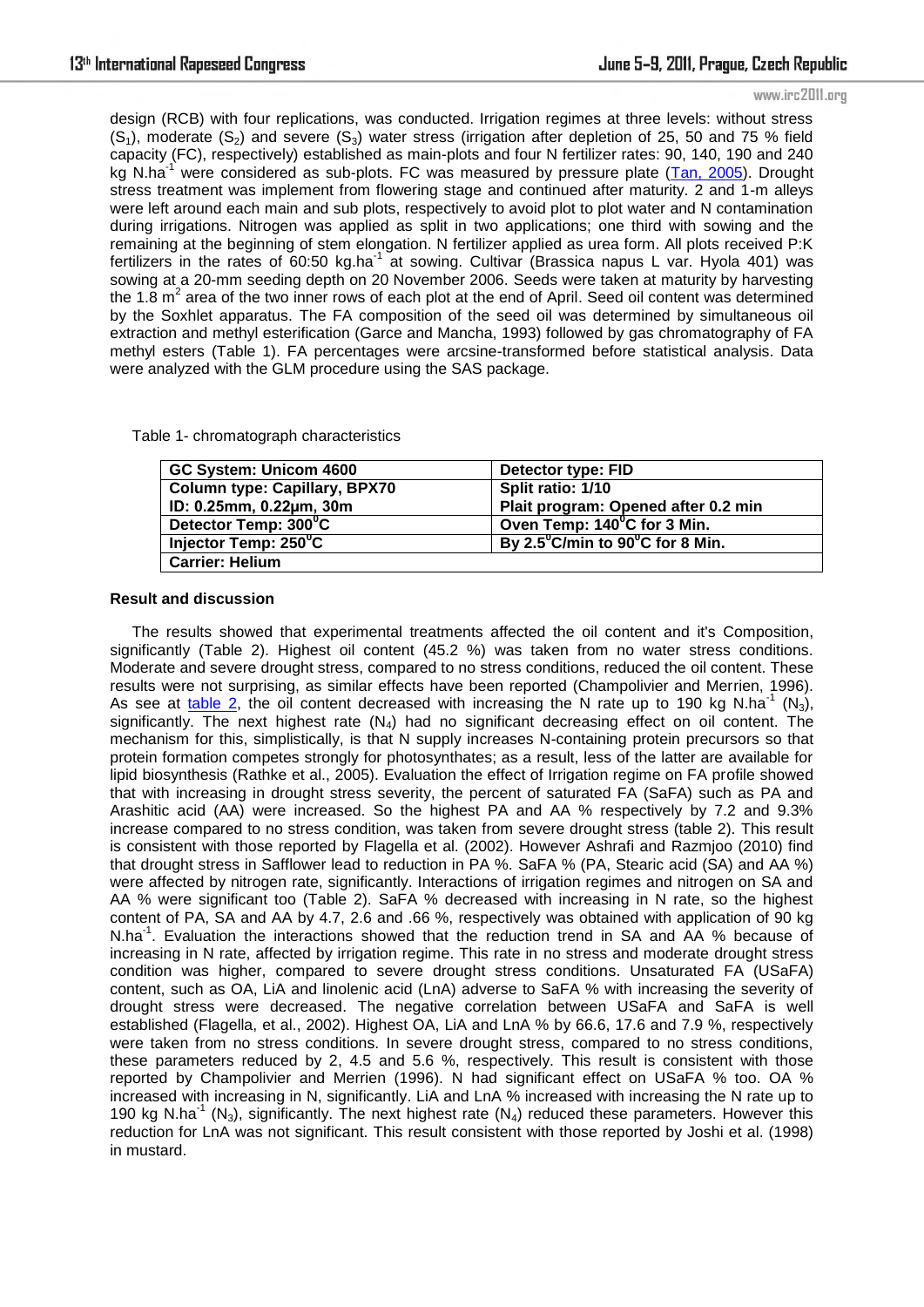design (RCB) with four replications, was conducted. Irrigation regimes at three levels: without stress ($S_1$), moderate ($S_2$) and severe ($S_3$) water stress (irrigation after depletion of 25, 50 and 75 % field capacity (FC), respectively) established as main-plots and four N fertilizer rates: 90, 140, 190 and 240 kg N.ha$^{-1}$ were considered as sub-plots. FC was measured by pressure plate (Tan, 2005). Drought stress treatment was implement from flowering stage and continued after maturity. 2 and 1-m alleys were left around each main and sub plots, respectively to avoid plot to plot water and N contamination during irrigations. Nitrogen was applied as split in two applications; one third with sowing and the remaining at the beginning of stem elongation. N fertilizer applied as urea form. All plots received P:K fertilizers in the rates of 60:50 kg.ha$^{-1}$ at sowing. Cultivar (Brassica napus L var. Hyola 401) was sowing at a 20-mm seeding depth on 20 November 2006. Seeds were taken at maturity by harvesting the 1.8 m$^2$ area of the two inner rows of each plot at the end of April. Seed oil content was determined by the Soxhlet apparatus. The FA composition of the seed oil was determined by simultaneous oil extraction and methyl esterification (Garce and Mancha, 1993) followed by gas chromatography of FA methyl esters (Table 1). FA percentages were arcsine-transformed before statistical analysis. Data were analyzed with the GLM procedure using the SAS package.

Table 1- chromatograph characteristics

| GC System: Unicom 4600 | Detector type: FID |
|---|---|
| Column type: Capillary, BPX70 ID: 0.25mm, 0.22µm, 30m | Split ratio: 1/10 Plait program: Opened after 0.2 min |
| Detector Temp: 300$^0$C | Oven Temp: 140$^0$C for 3 Min. |
| Injector Temp: 250$^0$C | By 2.5$^0$C/min to 90$^0$C for 8 Min. |
| Carrier: Helium | |

**Result and discussion**

The results showed that experimental treatments affected the oil content and it's Composition, significantly (Table 2). Highest oil content (45.2 %) was taken from no water stress conditions. Moderate and severe drought stress, compared to no stress conditions, reduced the oil content. These results were not surprising, as similar effects have been reported (Champolivier and Merrien, 1996). As see at table 2, the oil content decreased with increasing the N rate up to 190 kg N.ha$^{-1}$ ($N_3$), significantly. The next highest rate ($N_4$) had no significant decreasing effect on oil content. The mechanism for this, simplistically, is that N supply increases N-containing protein precursors so that protein formation competes strongly for photosynthates; as a result, less of the latter are available for lipid biosynthesis (Rathke et al., 2005). Evaluation the effect of Irrigation regime on FA profile showed that with increasing in drought stress severity, the percent of saturated FA (SaFA) such as PA and Arashitic acid (AA) were increased. So the highest PA and AA % respectively by 7.2 and 9.3% increase compared to no stress condition, was taken from severe drought stress (table 2). This result is consistent with those reported by Flagella et al. (2002). However Ashrafi and Razmjoo (2010) find that drought stress in Safflower lead to reduction in PA %. SaFA % (PA, Stearic acid (SA) and AA %) were affected by nitrogen rate, significantly. Interactions of irrigation regimes and nitrogen on SA and AA % were significant too (Table 2). SaFA % decreased with increasing in N rate, so the highest content of PA, SA and AA by 4.7, 2.6 and .66 %, respectively was obtained with application of 90 kg N.ha$^{-1}$. Evaluation the interactions showed that the reduction trend in SA and AA % because of increasing in N rate, affected by irrigation regime. This rate in no stress and moderate drought stress condition was higher, compared to severe drought stress conditions. Unsaturated FA (USaFA) content, such as OA, LiA and linolenic acid (LnA) adverse to SaFA % with increasing the severity of drought stress were decreased. The negative correlation between USaFA and SaFA is well established (Flagella, et al., 2002). Highest OA, LiA and LnA % by 66.6, 17.6 and 7.9 %, respectively were taken from no stress conditions. In severe drought stress, compared to no stress conditions, these parameters reduced by 2, 4.5 and 5.6 %, respectively. This result is consistent with those reported by Champolivier and Merrien (1996). N had significant effect on USaFA % too. OA % increased with increasing in N, significantly. LiA and LnA % increased with increasing the N rate up to 190 kg N.ha$^{-1}$ ($N_3$), significantly. The next highest rate ($N_4$) reduced these parameters. However this reduction for LnA was not significant. This result consistent with those reported by Joshi et al. (1998) in mustard.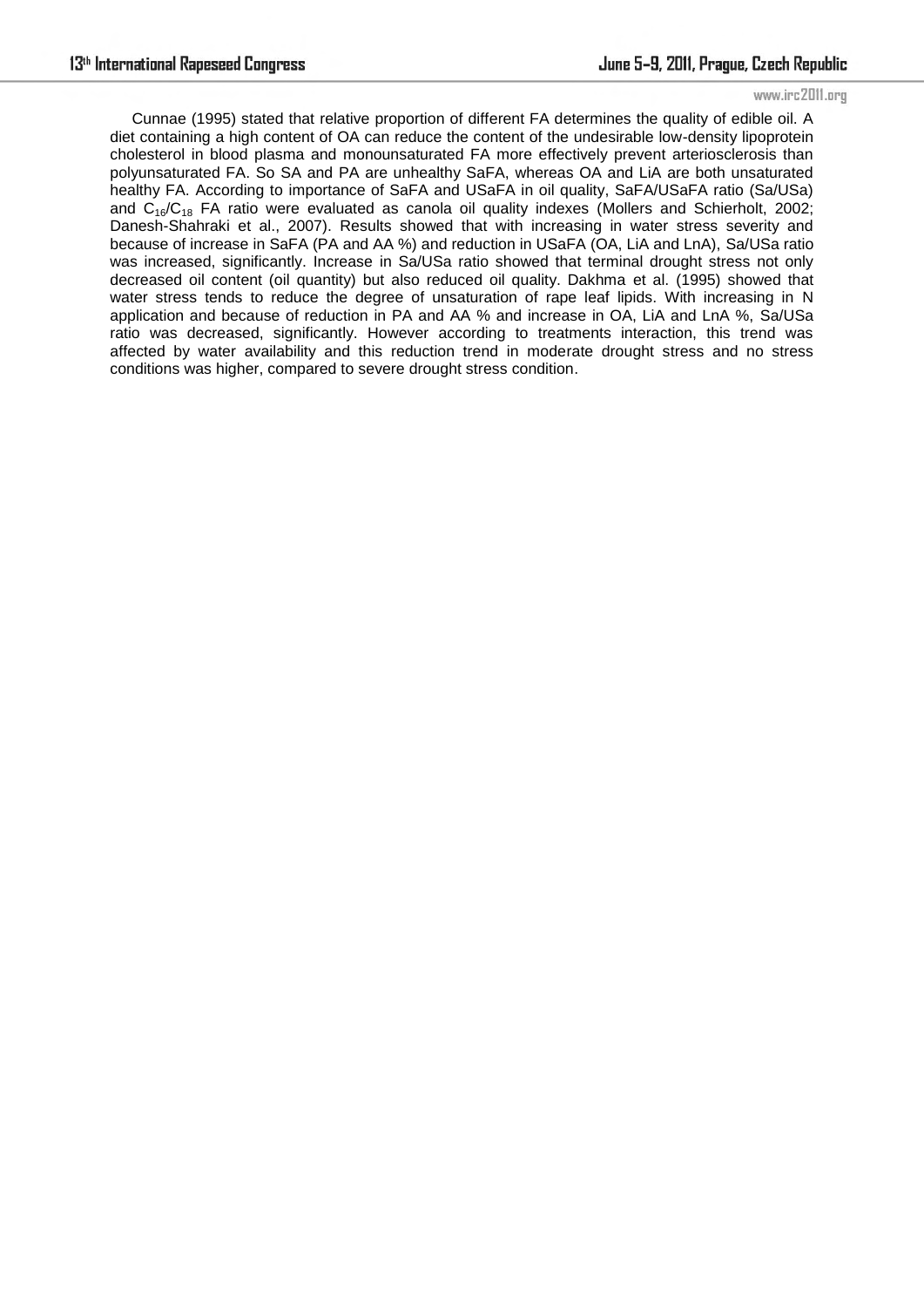Cunnae (1995) stated that relative proportion of different FA determines the quality of edible oil. A diet containing a high content of OA can reduce the content of the undesirable low-density lipoprotein cholesterol in blood plasma and monounsaturated FA more effectively prevent arteriosclerosis than polyunsaturated FA. So SA and PA are unhealthy SaFA, whereas OA and LiA are both unsaturated healthy FA. According to importance of SaFA and USaFA in oil quality, SaFA/USaFA ratio (Sa/USa) and $C_{16}/C_{18}$ FA ratio were evaluated as canola oil quality indexes (Mollers and Schierholt, 2002; Danesh-Shahraki et al., 2007). Results showed that with increasing in water stress severity and because of increase in SaFA (PA and AA %) and reduction in USaFA (OA, LiA and LnA), Sa/USa ratio was increased, significantly. Increase in Sa/USa ratio showed that terminal drought stress not only decreased oil content (oil quantity) but also reduced oil quality. Dakhma et al. (1995) showed that water stress tends to reduce the degree of unsaturation of rape leaf lipids. With increasing in N application and because of reduction in PA and AA % and increase in OA, LiA and LnA %, Sa/USa ratio was decreased, significantly. However according to treatments interaction, this trend was affected by water availability and this reduction trend in moderate drought stress and no stress conditions was higher, compared to severe drought stress condition.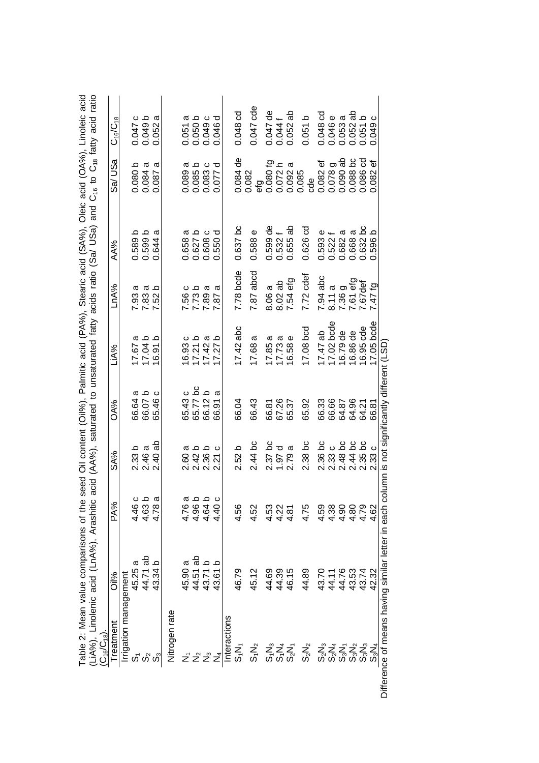Table 2: Mean value comparisons of the seed Oil content (Oil%), Palmitic acid (PA%), Stearic acid (SA%), Oleic acid (OA%), Linoleic acid (LiA%), Linolenic acid (LnA%), Arashitic acid (AA%), saturated to unsaturated fatty acids ratio (Sa/ USa) and $C_{16}$ to $C_{18}$ fatty acid ratio ($C_{16}/C_{18}$).

| Treatment | Oil% | PA% | SA% | OA% | LiA% | LnA% | AA% | Sa/ USa | $C_{16}/C_{18}$ |
|---|---|---|---|---|---|---|---|---|---|
| Irrigation management | | | | | | | | | |
| $S_1$ | 45.25 a | 4.46 c | 2.33 b | 66.64 a | 17.67 a | 7.93 a | 0.589 b | 0.080 b | 0.047 c |
| $S_2$ | 44.71 ab | 4.63 b | 2.46 a | 66.07 b | 17.04 b | 7.83 a | 0.599 b | 0.084 a | 0.049 b |
| $S_3$ | 43.34 b | 4.78 a | 2.40 ab | 65.46 c | 16.91 b | 7.52 b | 0.644 a | 0.087 a | 0.052 a |
| Nitrogen rate | | | | | | | | | |
| $N_1$ | 45.90 a | 4.76 a | 2.60 a | 65.43 c | 16.93 c | 7.56 c | 0.658 a | 0.089 a | 0.051 a |
| $N_2$ | 44.51 ab | 4.96 b | 2.42 b | 65.77 bc | 17.21 b | 7.73 b | 0.627 b | 0.085 b | 0.050 b |
| $N_3$ | 43.71 b | 4.64 b | 2.36 b | 66.12 b | 17.42 a | 7.89 a | 0.608 c | 0.083 c | 0.049 c |
| $N_4$ | 43.61 b | 4.40 c | 2.21 c | 66.91 a | 17.27 b | 7.87 a | 0.550 d | 0.077 d | 0.046 d |
| Interactions | | | | | | | | | |
| $S_1N_1$ | 46.79 | 4.56 | 2.52 b | 66.04 | 17.42 abc | 7.78 bcde | 0.637 bc | 0.084 de | 0.048 cd |
| $S_1N_2$ | 45.12 | 4.52 | 2.44 bc | 66.43 | 17.68 a | 7.87 abcd | 0.588 e | 0.082 efg | 0.047 cde |
| $S_1N_3$ | 44.69 | 4.53 | 2.37 bc | 66.81 | 17.85 a | 8.06 a | 0.599 de | 0.080 fg | 0.047 de |
| $S_1N_4$ | 44.39 | 4.22 | 1.97 d | 67.26 | 17.73 a | 8.02 ab | 0.532 f | 0.072 h | 0.044 f |
| $S_2N_1$ | 46.15 | 4.81 | 2.79 a | 65.37 | 16.58 e | 7.54 efg | 0.655 ab | 0.092 a | 0.052 ab |
| $S_2N_2$ | 44.89 | 4.75 | 2.38 bc | 65.92 | 17.08 bcd | 7.72 cdef | 0.626 cd | 0.085 cde | 0.051 b |
| $S_2N_3$ | 43.70 | 4.59 | 2.36 bc | 66.33 | 17.47 ab | 7.94 abc | 0.593 e | 0.082 ef | 0.048 cd |
| $S_2N_4$ | 44.11 | 4.38 | 2.33 c | 66.66 | 17.02 bcde | 8.11 a | 0.522 f | 0.078 g | 0.046 e |
| $S_3N_1$ | 44.76 | 4.90 | 2.48 bc | 64.87 | 16.79 de | 7.36 g | 0.682 a | 0.090 ab | 0.053 a |
| $S_3N_2$ | 43.53 | 4.80 | 2.44 bc | 64.96 | 16.86 de | 7.61 efg | 0.668 a | 0.088 bc | 0.052 ab |
| $S_3N_3$ | 43.74 | 4.79 | 2.35 bc | 64.21 | 16.95 cde | 7.67def | 0.632 bc | 0.086 cd | 0.051 b |
| $S_3N_4$ | 42.32 | 4.62 | 2.33 c | 66.81 | 17.05 bcde | 7.47 fg | 0.596 b | 0.082 ef | 0.049 c |

Difference of means having similar letter in each column is not significantly different (LSD)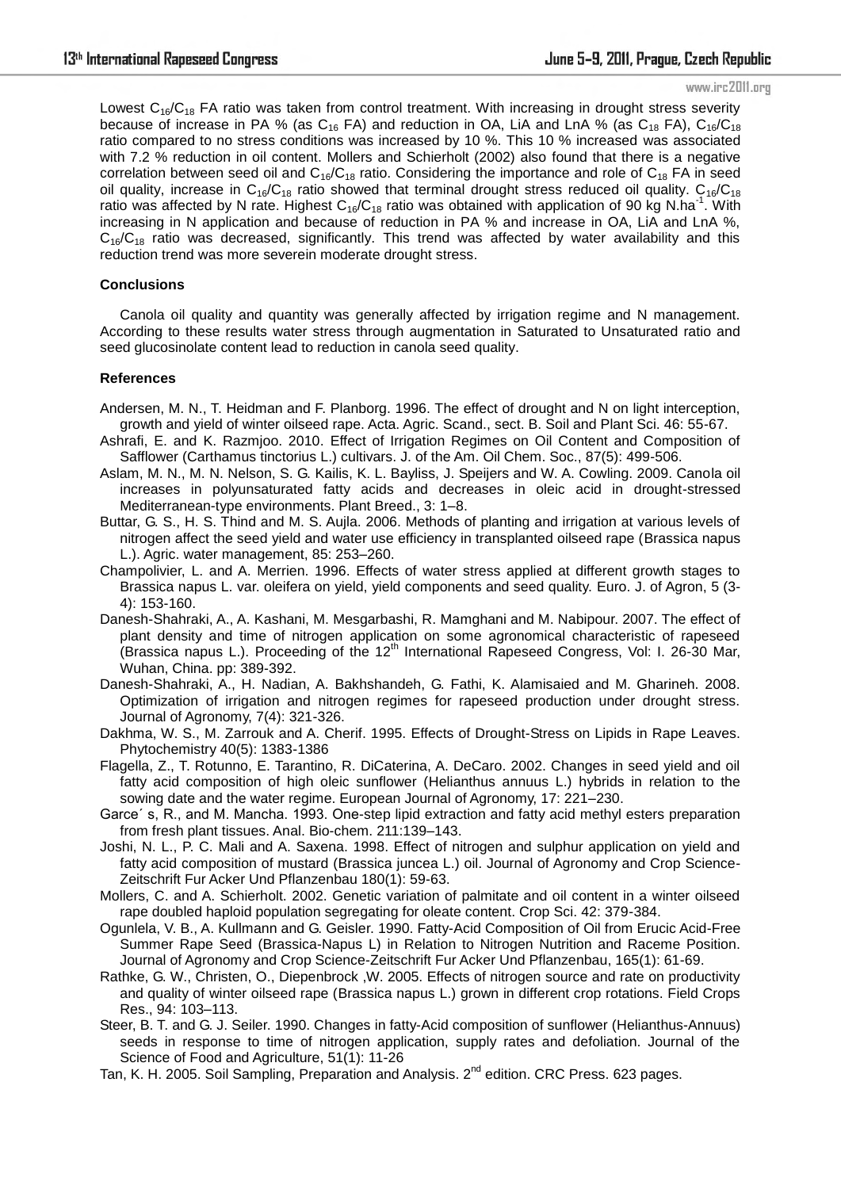Lowest $C_{16}/C_{18}$ FA ratio was taken from control treatment. With increasing in drought stress severity because of increase in PA % (as $C_{16}$ FA) and reduction in OA, LiA and LnA % (as $C_{18}$ FA), $C_{16}/C_{18}$ ratio compared to no stress conditions was increased by 10 %. This 10 % increased was associated with 7.2 % reduction in oil content. Mollers and Schierholt (2002) also found that there is a negative correlation between seed oil and $C_{16}/C_{18}$ ratio. Considering the importance and role of $C_{18}$ FA in seed oil quality, increase in $C_{16}/C_{18}$ ratio showed that terminal drought stress reduced oil quality. $C_{16}/C_{18}$ ratio was affected by N rate. Highest $C_{16}/C_{18}$ ratio was obtained with application of 90 kg N.ha$^{-1}$. With increasing in N application and because of reduction in PA % and increase in OA, LiA and LnA %, $C_{16}/C_{18}$ ratio was decreased, significantly. This trend was affected by water availability and this reduction trend was more severein moderate drought stress.

## Conclusions

Canola oil quality and quantity was generally affected by irrigation regime and N management. According to these results water stress through augmentation in Saturated to Unsaturated ratio and seed glucosinolate content lead to reduction in canola seed quality.

## References

Andersen, M. N., T. Heidman and F. Planborg. 1996. The effect of drought and N on light interception, growth and yield of winter oilseed rape. Acta. Agric. Scand., sect. B. Soil and Plant Sci. 46: 55-67.

Ashrafi, E. and K. Razmjoo. 2010. Effect of Irrigation Regimes on Oil Content and Composition of Safflower (Carthamus tinctorius L.) cultivars. J. of the Am. Oil Chem. Soc., 87(5): 499-506.

Aslam, M. N., M. N. Nelson, S. G. Kailis, K. L. Bayliss, J. Speijers and W. A. Cowling. 2009. Canola oil increases in polyunsaturated fatty acids and decreases in oleic acid in drought-stressed Mediterranean-type environments. Plant Breed., 3: 1–8.

Buttar, G. S., H. S. Thind and M. S. Aujla. 2006. Methods of planting and irrigation at various levels of nitrogen affect the seed yield and water use efficiency in transplanted oilseed rape (Brassica napus L.). Agric. water management, 85: 253–260.

Champolivier, L. and A. Merrien. 1996. Effects of water stress applied at different growth stages to Brassica napus L. var. oleifera on yield, yield components and seed quality. Euro. J. of Agron, 5 (3-4): 153-160.

Danesh-Shahraki, A., A. Kashani, M. Mesgarbashi, R. Mamghani and M. Nabipour. 2007. The effect of plant density and time of nitrogen application on some agronomical characteristic of rapeseed (Brassica napus L.). Proceeding of the 12th International Rapeseed Congress, Vol: I. 26-30 Mar, Wuhan, China. pp: 389-392.

Danesh-Shahraki, A., H. Nadian, A. Bakhshandeh, G. Fathi, K. Alamisaied and M. Gharineh. 2008. Optimization of irrigation and nitrogen regimes for rapeseed production under drought stress. Journal of Agronomy, 7(4): 321-326.

Dakhma, W. S., M. Zarrouk and A. Cherif. 1995. Effects of Drought-Stress on Lipids in Rape Leaves. Phytochemistry 40(5): 1383-1386

Flagella, Z., T. Rotunno, E. Tarantino, R. DiCaterina, A. DeCaro. 2002. Changes in seed yield and oil fatty acid composition of high oleic sunflower (Helianthus annuus L.) hybrids in relation to the sowing date and the water regime. European Journal of Agronomy, 17: 221–230.

Garce´ s, R., and M. Mancha. 1993. One-step lipid extraction and fatty acid methyl esters preparation from fresh plant tissues. Anal. Bio-chem. 211:139–143.

Joshi, N. L., P. C. Mali and A. Saxena. 1998. Effect of nitrogen and sulphur application on yield and fatty acid composition of mustard (Brassica juncea L.) oil. Journal of Agronomy and Crop Science-Zeitschrift Fur Acker Und Pflanzenbau 180(1): 59-63.

Mollers, C. and A. Schierholt. 2002. Genetic variation of palmitate and oil content in a winter oilseed rape doubled haploid population segregating for oleate content. Crop Sci. 42: 379-384.

Ogunlela, V. B., A. Kullmann and G. Geisler. 1990. Fatty-Acid Composition of Oil from Erucic Acid-Free Summer Rape Seed (Brassica-Napus L) in Relation to Nitrogen Nutrition and Raceme Position. Journal of Agronomy and Crop Science-Zeitschrift Fur Acker Und Pflanzenbau, 165(1): 61-69.

Rathke, G. W., Christen, O., Diepenbrock ,W. 2005. Effects of nitrogen source and rate on productivity and quality of winter oilseed rape (Brassica napus L.) grown in different crop rotations. Field Crops Res., 94: 103–113.

Steer, B. T. and G. J. Seiler. 1990. Changes in fatty-Acid composition of sunflower (Helianthus-Annuus) seeds in response to time of nitrogen application, supply rates and defoliation. Journal of the Science of Food and Agriculture, 51(1): 11-26

Tan, K. H. 2005. Soil Sampling, Preparation and Analysis. 2nd edition. CRC Press. 623 pages.